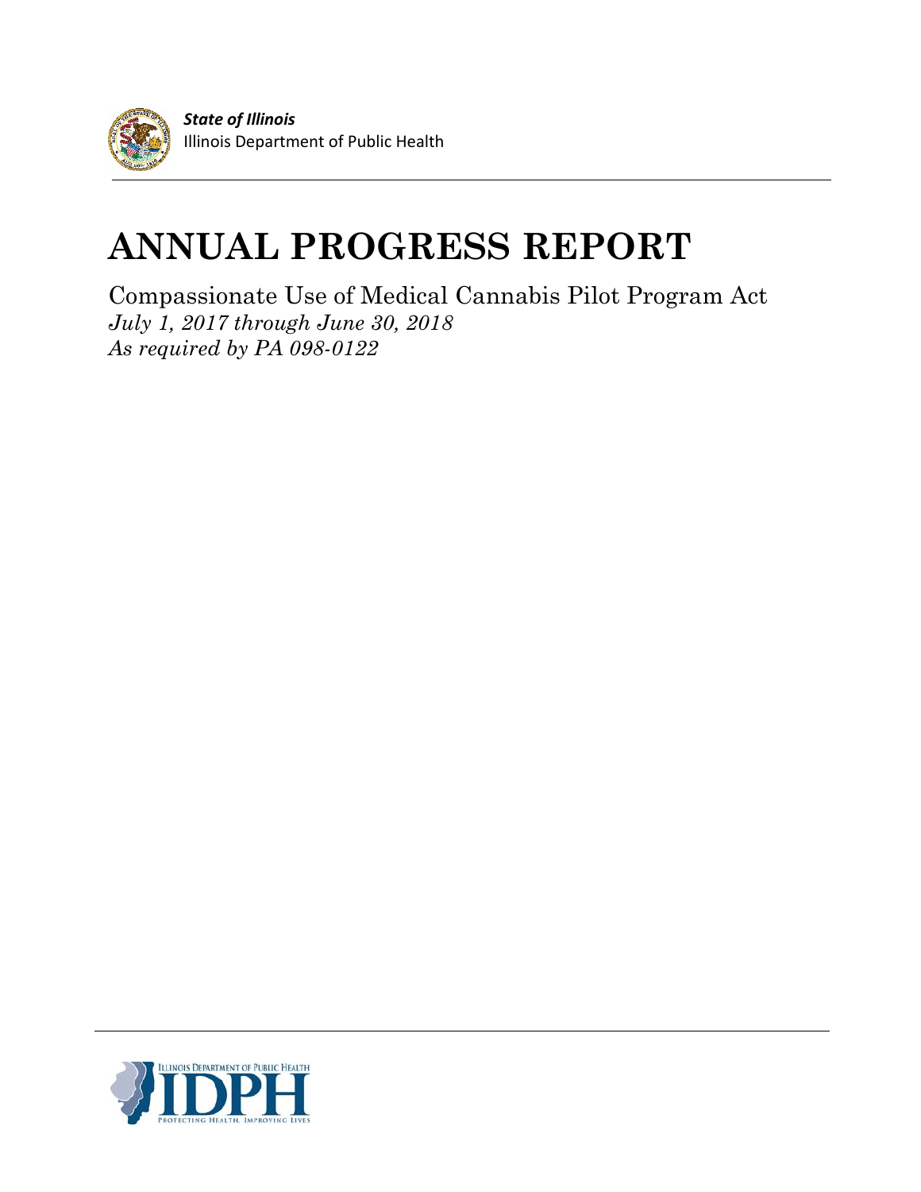***State of Illinois***
Illinois Department of Public Health

# ANNUAL PROGRESS REPORT

Compassionate Use of Medical Cannabis Pilot Program Act
*July 1, 2017 through June 30, 2018*
*As required by PA 098-0122*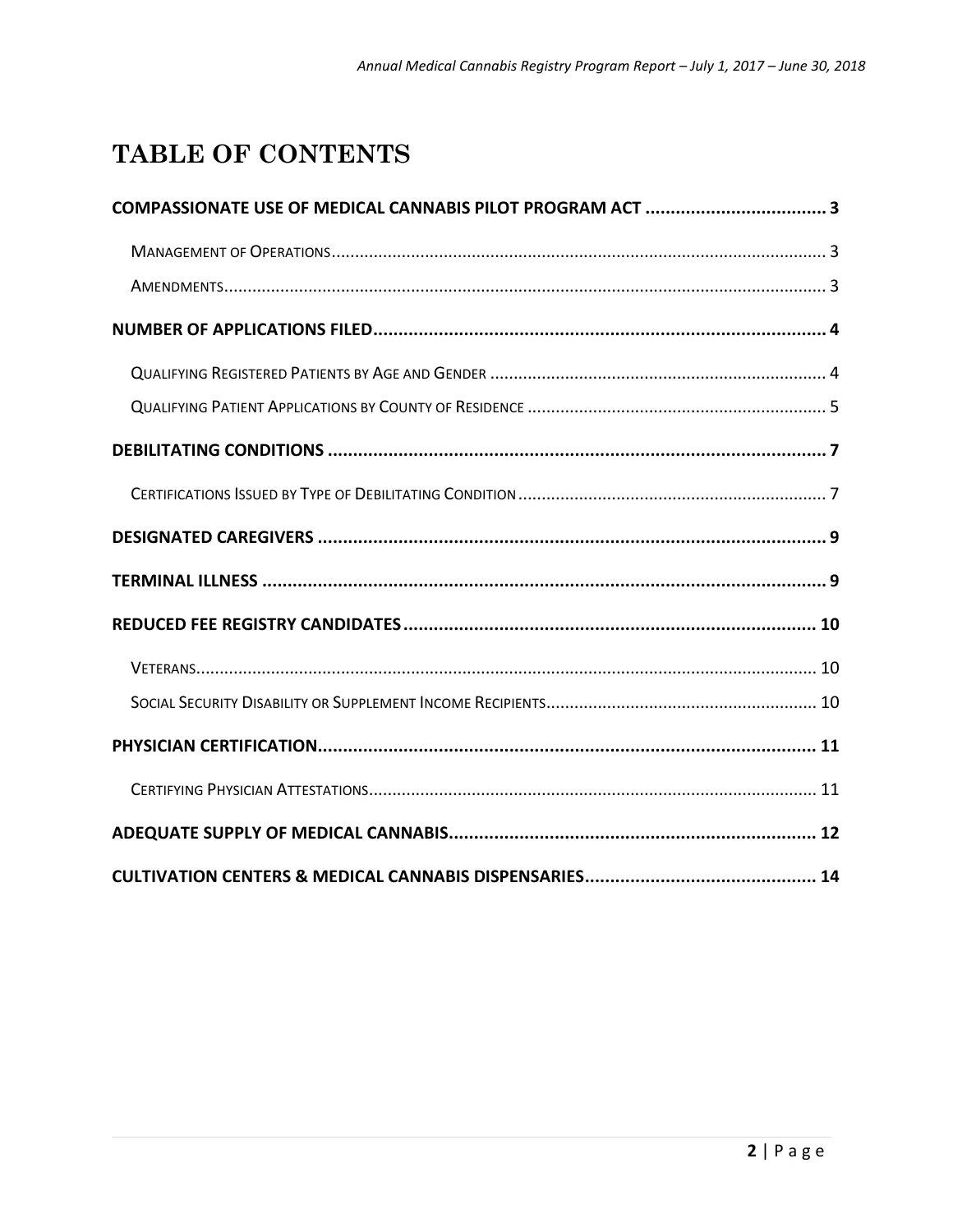# TABLE OF CONTENTS

**COMPASSIONATE USE OF MEDICAL CANNABIS PILOT PROGRAM ACT .................................... 3**

- Management of Operations ........................................................................................................ 3
- Amendments ............................................................................................................................... 3

**NUMBER OF APPLICATIONS FILED .......................................................................................... 4**

- Qualifying Registered Patients by Age and Gender ....................................................................... 4
- Qualifying Patient Applications by County of Residence ............................................................... 5

**DEBILITATING CONDITIONS .................................................................................................... 7**

- Certifications Issued by Type of Debilitating Condition ................................................................. 7

**DESIGNATED CAREGIVERS ....................................................................................................... 9**

**TERMINAL ILLNESS ................................................................................................................... 9**

**REDUCED FEE REGISTRY CANDIDATES ................................................................................... 10**

- Veterans .................................................................................................................................... 10
- Social Security Disability or Supplement Income Recipients .......................................................... 10

**PHYSICIAN CERTIFICATION ..................................................................................................... 11**

- Certifying Physician Attestations ............................................................................................... 11

**ADEQUATE SUPPLY OF MEDICAL CANNABIS ............................................................................ 12**

**CULTIVATION CENTERS & MEDICAL CANNABIS DISPENSARIES ............................................... 14**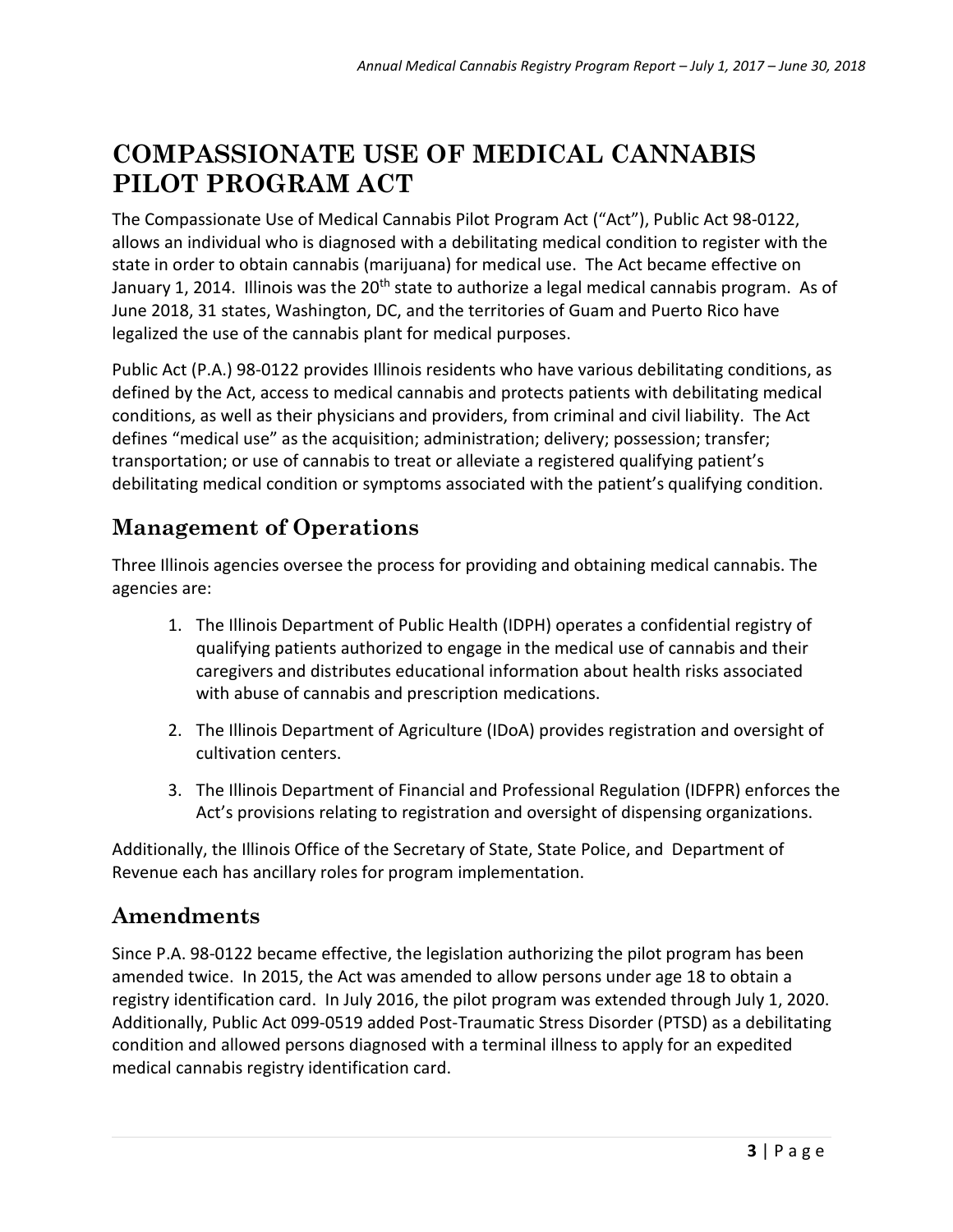# COMPASSIONATE USE OF MEDICAL CANNABIS PILOT PROGRAM ACT

The Compassionate Use of Medical Cannabis Pilot Program Act ("Act"), Public Act 98-0122, allows an individual who is diagnosed with a debilitating medical condition to register with the state in order to obtain cannabis (marijuana) for medical use. The Act became effective on January 1, 2014. Illinois was the 20th state to authorize a legal medical cannabis program. As of June 2018, 31 states, Washington, DC, and the territories of Guam and Puerto Rico have legalized the use of the cannabis plant for medical purposes.

Public Act (P.A.) 98-0122 provides Illinois residents who have various debilitating conditions, as defined by the Act, access to medical cannabis and protects patients with debilitating medical conditions, as well as their physicians and providers, from criminal and civil liability. The Act defines "medical use" as the acquisition; administration; delivery; possession; transfer; transportation; or use of cannabis to treat or alleviate a registered qualifying patient's debilitating medical condition or symptoms associated with the patient's qualifying condition.

## Management of Operations

Three Illinois agencies oversee the process for providing and obtaining medical cannabis. The agencies are:

1. The Illinois Department of Public Health (IDPH) operates a confidential registry of qualifying patients authorized to engage in the medical use of cannabis and their caregivers and distributes educational information about health risks associated with abuse of cannabis and prescription medications.
2. The Illinois Department of Agriculture (IDoA) provides registration and oversight of cultivation centers.
3. The Illinois Department of Financial and Professional Regulation (IDFPR) enforces the Act's provisions relating to registration and oversight of dispensing organizations.

Additionally, the Illinois Office of the Secretary of State, State Police, and Department of Revenue each has ancillary roles for program implementation.

## Amendments

Since P.A. 98-0122 became effective, the legislation authorizing the pilot program has been amended twice. In 2015, the Act was amended to allow persons under age 18 to obtain a registry identification card. In July 2016, the pilot program was extended through July 1, 2020. Additionally, Public Act 099-0519 added Post-Traumatic Stress Disorder (PTSD) as a debilitating condition and allowed persons diagnosed with a terminal illness to apply for an expedited medical cannabis registry identification card.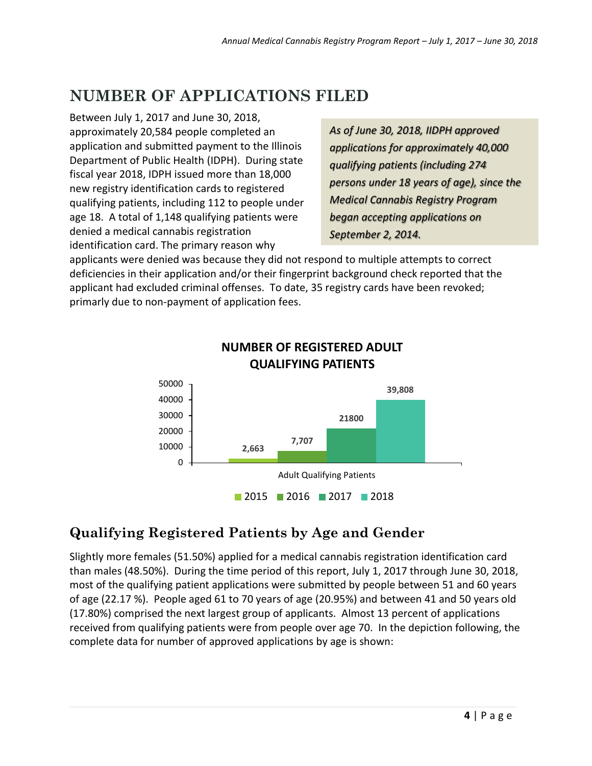# NUMBER OF APPLICATIONS FILED

Between July 1, 2017 and June 30, 2018, approximately 20,584 people completed an application and submitted payment to the Illinois Department of Public Health (IDPH). During state fiscal year 2018, IDPH issued more than 18,000 new registry identification cards to registered qualifying patients, including 112 to people under age 18. A total of 1,148 qualifying patients were denied a medical cannabis registration identification card. The primary reason why applicants were denied was because they did not respond to multiple attempts to correct deficiencies in their application and/or their fingerprint background check reported that the applicant had excluded criminal offenses. To date, 35 registry cards have been revoked; primarily due to non-payment of application fees.

*As of June 30, 2018, IIDPH approved applications for approximately 40,000 qualifying patients (including 274 persons under 18 years of age), since the Medical Cannabis Registry Program began accepting applications on September 2, 2014.*

**NUMBER OF REGISTERED ADULT QUALIFYING PATIENTS**

| Adult Qualifying Patients | 2015 | 2016 | 2017 | 2018 |
|---|---|---|---|---|
| | 2,663 | 7,707 | 21800 | 39,808 |

## Qualifying Registered Patients by Age and Gender

Slightly more females (51.50%) applied for a medical cannabis registration identification card than males (48.50%). During the time period of this report, July 1, 2017 through June 30, 2018, most of the qualifying patient applications were submitted by people between 51 and 60 years of age (22.17 %). People aged 61 to 70 years of age (20.95%) and between 41 and 50 years old (17.80%) comprised the next largest group of applicants. Almost 13 percent of applications received from qualifying patients were from people over age 70. In the depiction following, the complete data for number of approved applications by age is shown: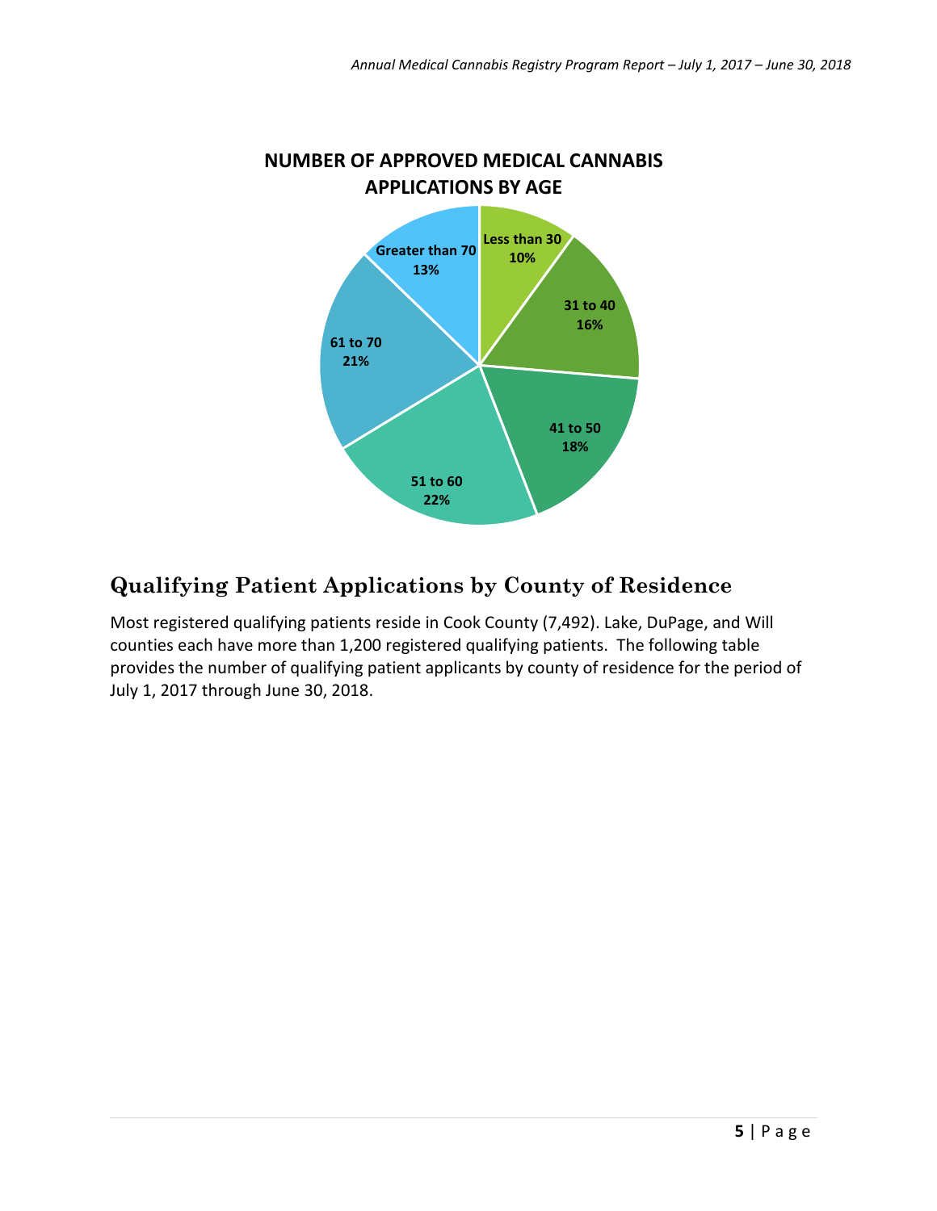**NUMBER OF APPROVED MEDICAL CANNABIS APPLICATIONS BY AGE**

| Age Group | Percentage |
|---|---|
| Less than 30 | 10% |
| 31 to 40 | 16% |
| 41 to 50 | 18% |
| 51 to 60 | 22% |
| 61 to 70 | 21% |
| Greater than 70 | 13% |

## Qualifying Patient Applications by County of Residence

Most registered qualifying patients reside in Cook County (7,492). Lake, DuPage, and Will counties each have more than 1,200 registered qualifying patients. The following table provides the number of qualifying patient applicants by county of residence for the period of July 1, 2017 through June 30, 2018.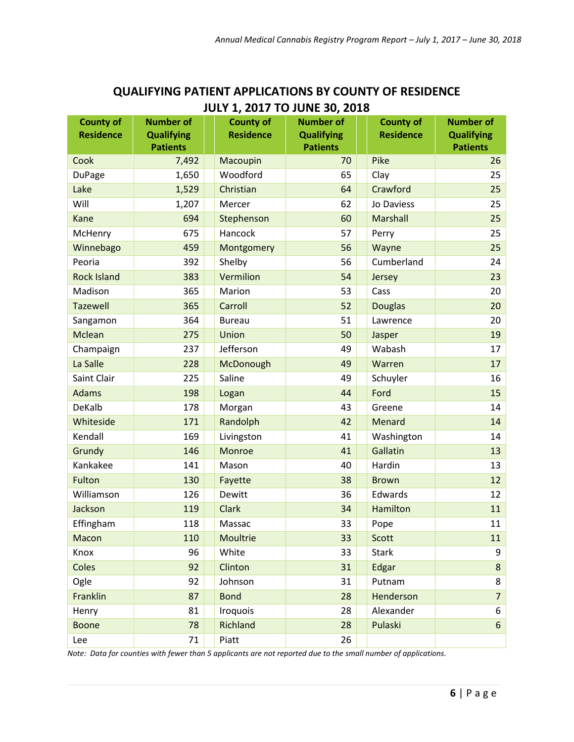## QUALIFYING PATIENT APPLICATIONS BY COUNTY OF RESIDENCE
## JULY 1, 2017 TO JUNE 30, 2018

| County of Residence | Number of Qualifying Patients | | County of Residence | Number of Qualifying Patients | | County of Residence | Number of Qualifying Patients |
|---|---:|---|---|---:|---|---|---:|
| Cook | 7,492 | | Macoupin | 70 | | Pike | 26 |
| DuPage | 1,650 | | Woodford | 65 | | Clay | 25 |
| Lake | 1,529 | | Christian | 64 | | Crawford | 25 |
| Will | 1,207 | | Mercer | 62 | | Jo Daviess | 25 |
| Kane | 694 | | Stephenson | 60 | | Marshall | 25 |
| McHenry | 675 | | Hancock | 57 | | Perry | 25 |
| Winnebago | 459 | | Montgomery | 56 | | Wayne | 25 |
| Peoria | 392 | | Shelby | 56 | | Cumberland | 24 |
| Rock Island | 383 | | Vermilion | 54 | | Jersey | 23 |
| Madison | 365 | | Marion | 53 | | Cass | 20 |
| Tazewell | 365 | | Carroll | 52 | | Douglas | 20 |
| Sangamon | 364 | | Bureau | 51 | | Lawrence | 20 |
| Mclean | 275 | | Union | 50 | | Jasper | 19 |
| Champaign | 237 | | Jefferson | 49 | | Wabash | 17 |
| La Salle | 228 | | McDonough | 49 | | Warren | 17 |
| Saint Clair | 225 | | Saline | 49 | | Schuyler | 16 |
| Adams | 198 | | Logan | 44 | | Ford | 15 |
| DeKalb | 178 | | Morgan | 43 | | Greene | 14 |
| Whiteside | 171 | | Randolph | 42 | | Menard | 14 |
| Kendall | 169 | | Livingston | 41 | | Washington | 14 |
| Grundy | 146 | | Monroe | 41 | | Gallatin | 13 |
| Kankakee | 141 | | Mason | 40 | | Hardin | 13 |
| Fulton | 130 | | Fayette | 38 | | Brown | 12 |
| Williamson | 126 | | Dewitt | 36 | | Edwards | 12 |
| Jackson | 119 | | Clark | 34 | | Hamilton | 11 |
| Effingham | 118 | | Massac | 33 | | Pope | 11 |
| Macon | 110 | | Moultrie | 33 | | Scott | 11 |
| Knox | 96 | | White | 33 | | Stark | 9 |
| Coles | 92 | | Clinton | 31 | | Edgar | 8 |
| Ogle | 92 | | Johnson | 31 | | Putnam | 8 |
| Franklin | 87 | | Bond | 28 | | Henderson | 7 |
| Henry | 81 | | Iroquois | 28 | | Alexander | 6 |
| Boone | 78 | | Richland | 28 | | Pulaski | 6 |
| Lee | 71 | | Piatt | 26 | | | |

*Note: Data for counties with fewer than 5 applicants are not reported due to the small number of applications.*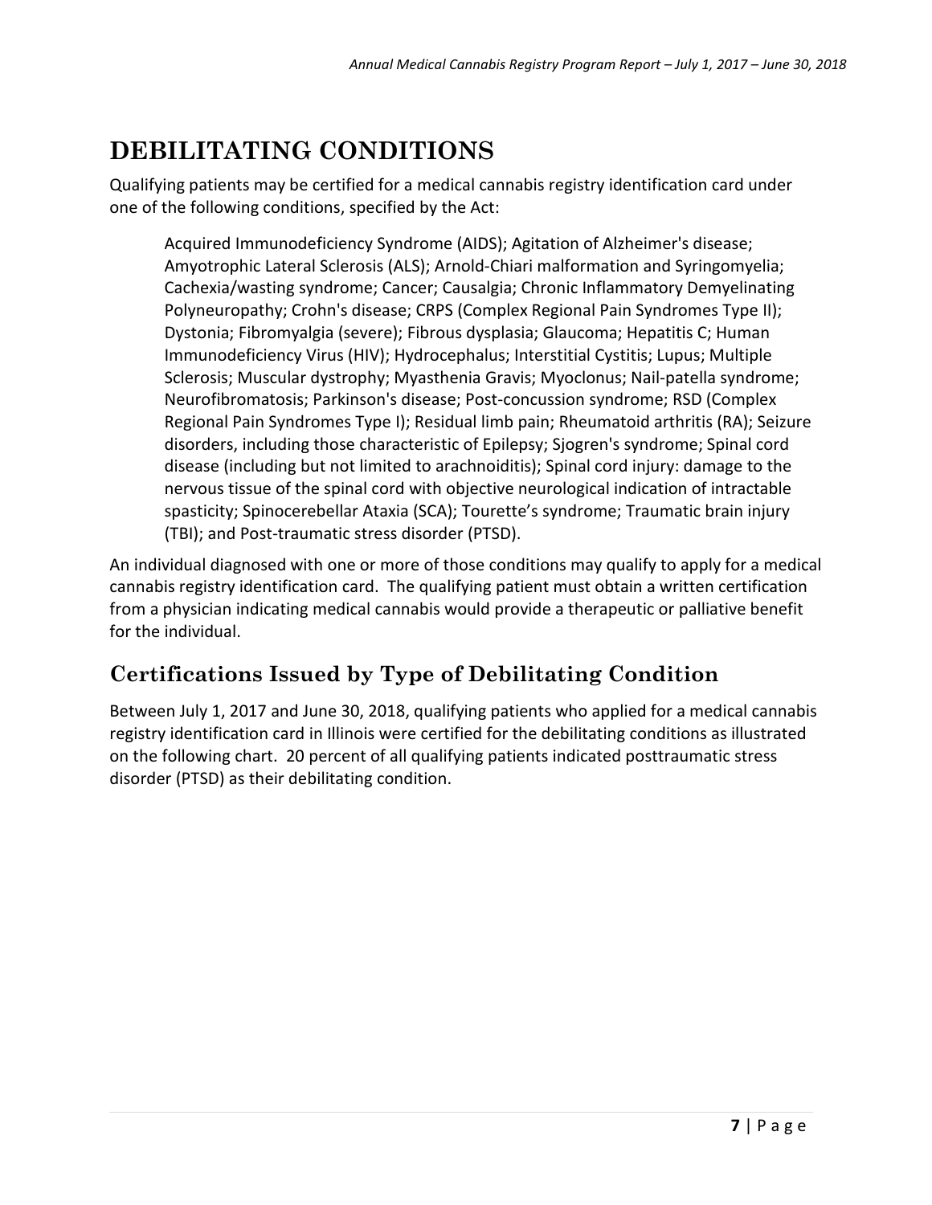# DEBILITATING CONDITIONS

Qualifying patients may be certified for a medical cannabis registry identification card under one of the following conditions, specified by the Act:

> Acquired Immunodeficiency Syndrome (AIDS); Agitation of Alzheimer's disease; Amyotrophic Lateral Sclerosis (ALS); Arnold-Chiari malformation and Syringomyelia; Cachexia/wasting syndrome; Cancer; Causalgia; Chronic Inflammatory Demyelinating Polyneuropathy; Crohn's disease; CRPS (Complex Regional Pain Syndromes Type II); Dystonia; Fibromyalgia (severe); Fibrous dysplasia; Glaucoma; Hepatitis C; Human Immunodeficiency Virus (HIV); Hydrocephalus; Interstitial Cystitis; Lupus; Multiple Sclerosis; Muscular dystrophy; Myasthenia Gravis; Myoclonus; Nail-patella syndrome; Neurofibromatosis; Parkinson's disease; Post-concussion syndrome; RSD (Complex Regional Pain Syndromes Type I); Residual limb pain; Rheumatoid arthritis (RA); Seizure disorders, including those characteristic of Epilepsy; Sjogren's syndrome; Spinal cord disease (including but not limited to arachnoiditis); Spinal cord injury: damage to the nervous tissue of the spinal cord with objective neurological indication of intractable spasticity; Spinocerebellar Ataxia (SCA); Tourette's syndrome; Traumatic brain injury (TBI); and Post-traumatic stress disorder (PTSD).

An individual diagnosed with one or more of those conditions may qualify to apply for a medical cannabis registry identification card. The qualifying patient must obtain a written certification from a physician indicating medical cannabis would provide a therapeutic or palliative benefit for the individual.

## Certifications Issued by Type of Debilitating Condition

Between July 1, 2017 and June 30, 2018, qualifying patients who applied for a medical cannabis registry identification card in Illinois were certified for the debilitating conditions as illustrated on the following chart. 20 percent of all qualifying patients indicated posttraumatic stress disorder (PTSD) as their debilitating condition.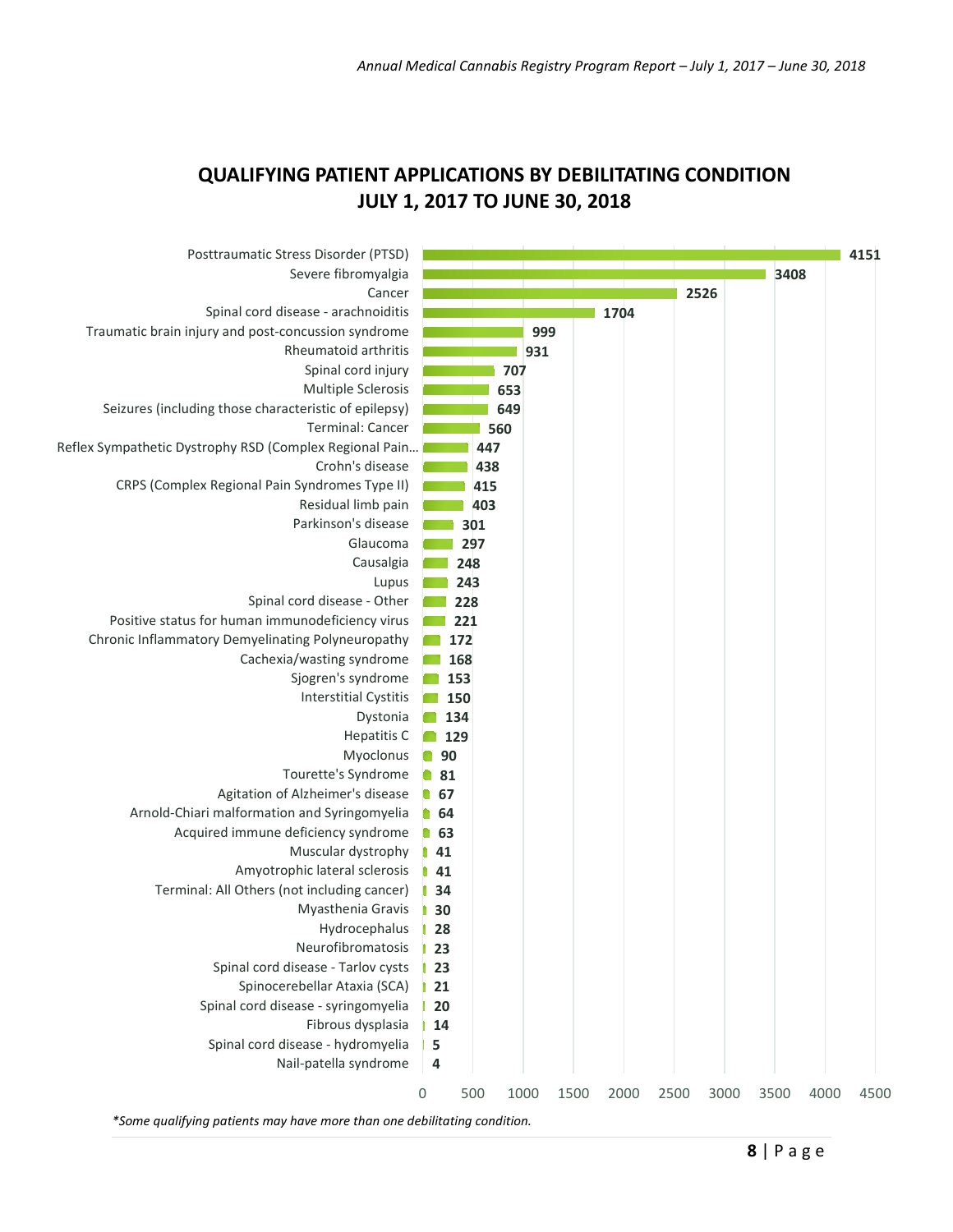## QUALIFYING PATIENT APPLICATIONS BY DEBILITATING CONDITION
## JULY 1, 2017 TO JUNE 30, 2018

| Debilitating Condition | Applications |
|---|---|
| Posttraumatic Stress Disorder (PTSD) | 4151 |
| Severe fibromyalgia | 3408 |
| Cancer | 2526 |
| Spinal cord disease - arachnoiditis | 1704 |
| Traumatic brain injury and post-concussion syndrome | 999 |
| Rheumatoid arthritis | 931 |
| Spinal cord injury | 707 |
| Multiple Sclerosis | 653 |
| Seizures (including those characteristic of epilepsy) | 649 |
| Terminal: Cancer | 560 |
| Reflex Sympathetic Dystrophy RSD (Complex Regional Pain... | 447 |
| Crohn's disease | 438 |
| CRPS (Complex Regional Pain Syndromes Type II) | 415 |
| Residual limb pain | 403 |
| Parkinson's disease | 301 |
| Glaucoma | 297 |
| Causalgia | 248 |
| Lupus | 243 |
| Spinal cord disease - Other | 228 |
| Positive status for human immunodeficiency virus | 221 |
| Chronic Inflammatory Demyelinating Polyneuropathy | 172 |
| Cachexia/wasting syndrome | 168 |
| Sjogren's syndrome | 153 |
| Interstitial Cystitis | 150 |
| Dystonia | 134 |
| Hepatitis C | 129 |
| Myoclonus | 90 |
| Tourette's Syndrome | 81 |
| Agitation of Alzheimer's disease | 67 |
| Arnold-Chiari malformation and Syringomyelia | 64 |
| Acquired immune deficiency syndrome | 63 |
| Muscular dystrophy | 41 |
| Amyotrophic lateral sclerosis | 41 |
| Terminal: All Others (not including cancer) | 34 |
| Myasthenia Gravis | 30 |
| Hydrocephalus | 28 |
| Neurofibromatosis | 23 |
| Spinal cord disease - Tarlov cysts | 23 |
| Spinocerebellar Ataxia (SCA) | 21 |
| Spinal cord disease - syringomyelia | 20 |
| Fibrous dysplasia | 14 |
| Spinal cord disease - hydromyelia | 5 |
| Nail-patella syndrome | 4 |

*\*Some qualifying patients may have more than one debilitating condition.*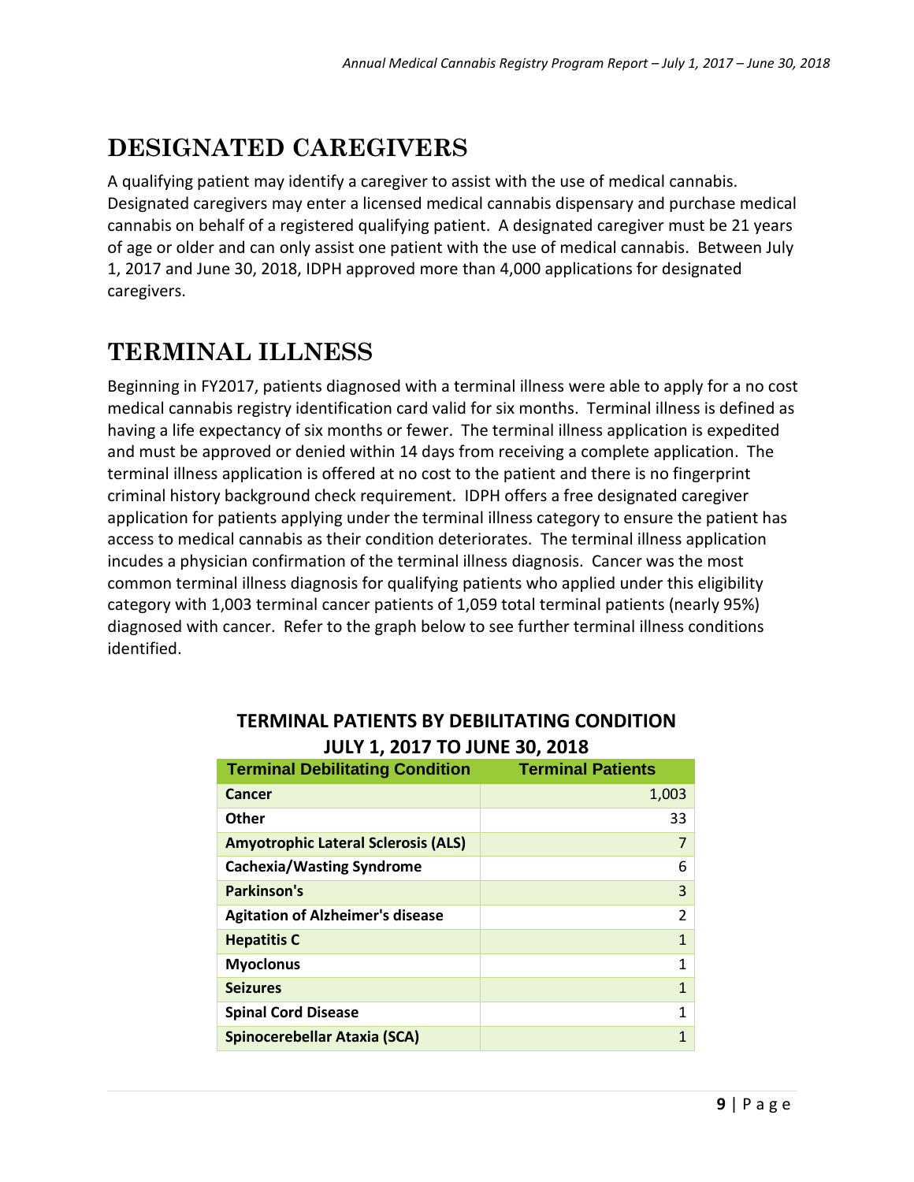# DESIGNATED CAREGIVERS

A qualifying patient may identify a caregiver to assist with the use of medical cannabis. Designated caregivers may enter a licensed medical cannabis dispensary and purchase medical cannabis on behalf of a registered qualifying patient. A designated caregiver must be 21 years of age or older and can only assist one patient with the use of medical cannabis. Between July 1, 2017 and June 30, 2018, IDPH approved more than 4,000 applications for designated caregivers.

# TERMINAL ILLNESS

Beginning in FY2017, patients diagnosed with a terminal illness were able to apply for a no cost medical cannabis registry identification card valid for six months. Terminal illness is defined as having a life expectancy of six months or fewer. The terminal illness application is expedited and must be approved or denied within 14 days from receiving a complete application. The terminal illness application is offered at no cost to the patient and there is no fingerprint criminal history background check requirement. IDPH offers a free designated caregiver application for patients applying under the terminal illness category to ensure the patient has access to medical cannabis as their condition deteriorates. The terminal illness application incudes a physician confirmation of the terminal illness diagnosis. Cancer was the most common terminal illness diagnosis for qualifying patients who applied under this eligibility category with 1,003 terminal cancer patients of 1,059 total terminal patients (nearly 95%) diagnosed with cancer. Refer to the graph below to see further terminal illness conditions identified.

**TERMINAL PATIENTS BY DEBILITATING CONDITION**
**JULY 1, 2017 TO JUNE 30, 2018**

| Terminal Debilitating Condition | Terminal Patients |
|---|---|
| **Cancer** | 1,003 |
| **Other** | 33 |
| **Amyotrophic Lateral Sclerosis (ALS)** | 7 |
| **Cachexia/Wasting Syndrome** | 6 |
| **Parkinson's** | 3 |
| **Agitation of Alzheimer's disease** | 2 |
| **Hepatitis C** | 1 |
| **Myoclonus** | 1 |
| **Seizures** | 1 |
| **Spinal Cord Disease** | 1 |
| **Spinocerebellar Ataxia (SCA)** | 1 |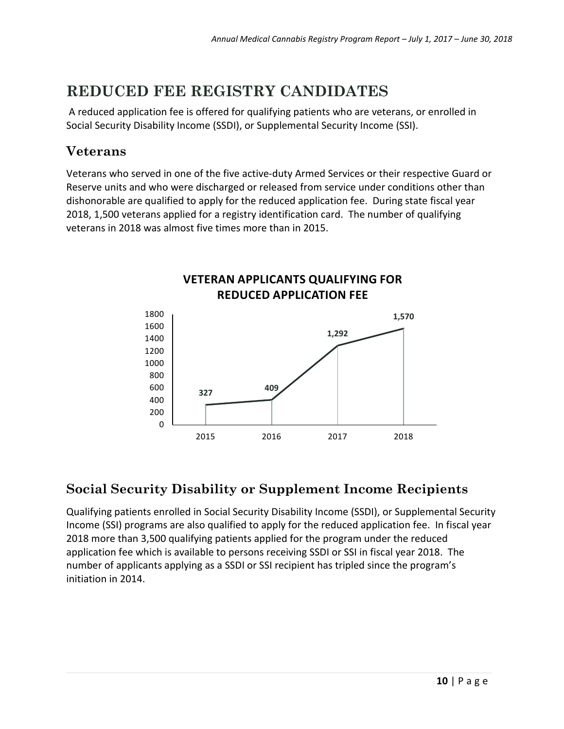# REDUCED FEE REGISTRY CANDIDATES

A reduced application fee is offered for qualifying patients who are veterans, or enrolled in Social Security Disability Income (SSDI), or Supplemental Security Income (SSI).

## Veterans

Veterans who served in one of the five active-duty Armed Services or their respective Guard or Reserve units and who were discharged or released from service under conditions other than dishonorable are qualified to apply for the reduced application fee. During state fiscal year 2018, 1,500 veterans applied for a registry identification card. The number of qualifying veterans in 2018 was almost five times more than in 2015.

**VETERAN APPLICANTS QUALIFYING FOR REDUCED APPLICATION FEE**

| Year | Applicants |
|---|---|
| 2015 | 327 |
| 2016 | 409 |
| 2017 | 1,292 |
| 2018 | 1,570 |

## Social Security Disability or Supplement Income Recipients

Qualifying patients enrolled in Social Security Disability Income (SSDI), or Supplemental Security Income (SSI) programs are also qualified to apply for the reduced application fee. In fiscal year 2018 more than 3,500 qualifying patients applied for the program under the reduced application fee which is available to persons receiving SSDI or SSI in fiscal year 2018. The number of applicants applying as a SSDI or SSI recipient has tripled since the program's initiation in 2014.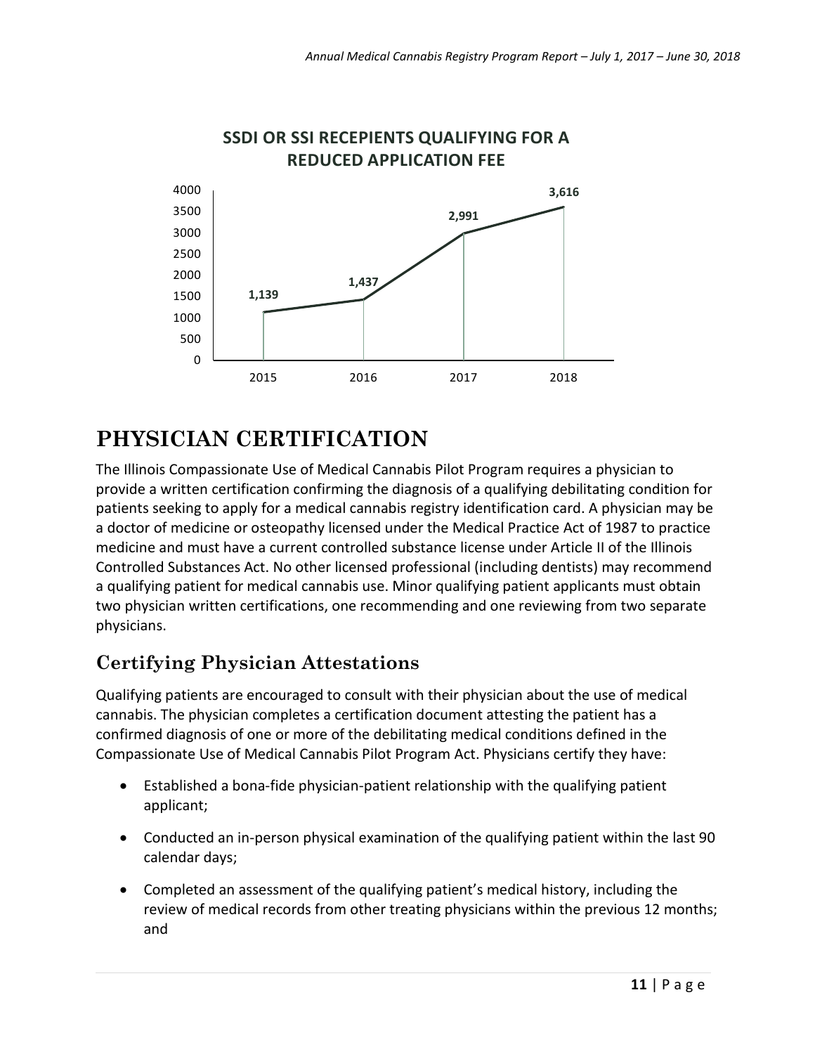**SSDI OR SSI RECEPIENTS QUALIFYING FOR A REDUCED APPLICATION FEE**

| Year | Recipients |
|---|---|
| 2015 | 1,139 |
| 2016 | 1,437 |
| 2017 | 2,991 |
| 2018 | 3,616 |

# PHYSICIAN CERTIFICATION

The Illinois Compassionate Use of Medical Cannabis Pilot Program requires a physician to provide a written certification confirming the diagnosis of a qualifying debilitating condition for patients seeking to apply for a medical cannabis registry identification card. A physician may be a doctor of medicine or osteopathy licensed under the Medical Practice Act of 1987 to practice medicine and must have a current controlled substance license under Article II of the Illinois Controlled Substances Act. No other licensed professional (including dentists) may recommend a qualifying patient for medical cannabis use. Minor qualifying patient applicants must obtain two physician written certifications, one recommending and one reviewing from two separate physicians.

## Certifying Physician Attestations

Qualifying patients are encouraged to consult with their physician about the use of medical cannabis. The physician completes a certification document attesting the patient has a confirmed diagnosis of one or more of the debilitating medical conditions defined in the Compassionate Use of Medical Cannabis Pilot Program Act. Physicians certify they have:

- Established a bona-fide physician-patient relationship with the qualifying patient applicant;
- Conducted an in-person physical examination of the qualifying patient within the last 90 calendar days;
- Completed an assessment of the qualifying patient's medical history, including the review of medical records from other treating physicians within the previous 12 months; and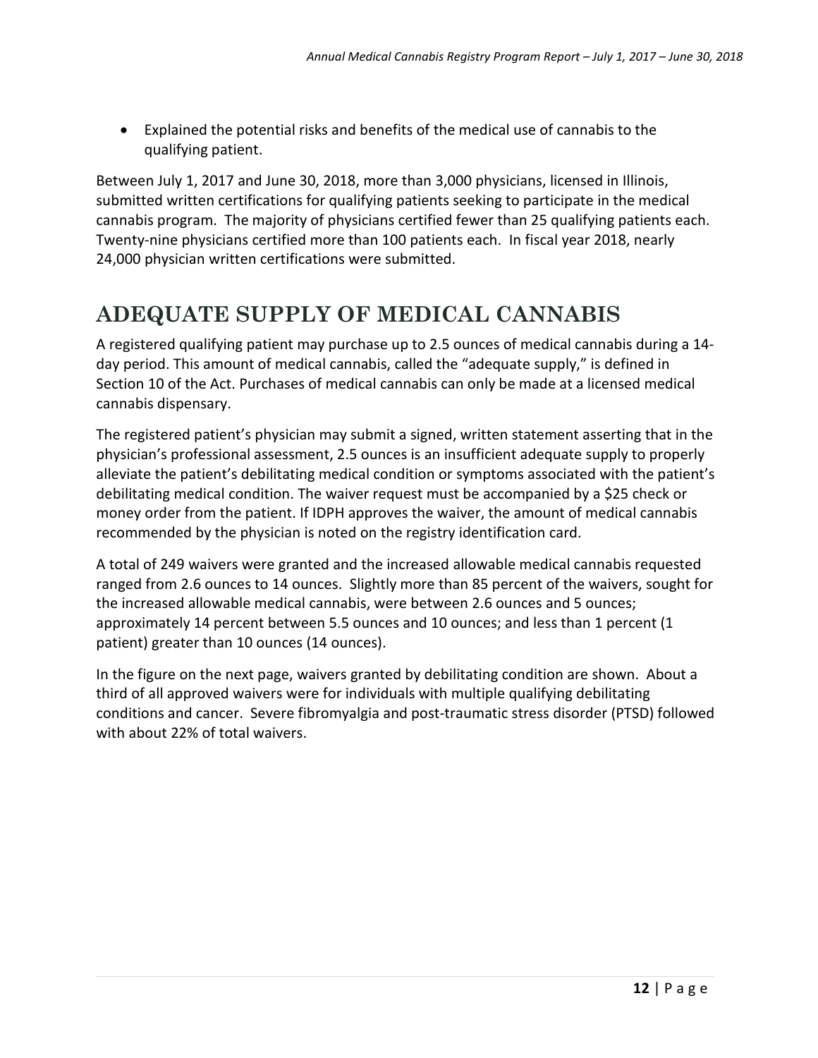- Explained the potential risks and benefits of the medical use of cannabis to the qualifying patient.

Between July 1, 2017 and June 30, 2018, more than 3,000 physicians, licensed in Illinois, submitted written certifications for qualifying patients seeking to participate in the medical cannabis program. The majority of physicians certified fewer than 25 qualifying patients each. Twenty-nine physicians certified more than 100 patients each. In fiscal year 2018, nearly 24,000 physician written certifications were submitted.

# ADEQUATE SUPPLY OF MEDICAL CANNABIS

A registered qualifying patient may purchase up to 2.5 ounces of medical cannabis during a 14-day period. This amount of medical cannabis, called the "adequate supply," is defined in Section 10 of the Act. Purchases of medical cannabis can only be made at a licensed medical cannabis dispensary.

The registered patient's physician may submit a signed, written statement asserting that in the physician's professional assessment, 2.5 ounces is an insufficient adequate supply to properly alleviate the patient's debilitating medical condition or symptoms associated with the patient's debilitating medical condition. The waiver request must be accompanied by a $25 check or money order from the patient. If IDPH approves the waiver, the amount of medical cannabis recommended by the physician is noted on the registry identification card.

A total of 249 waivers were granted and the increased allowable medical cannabis requested ranged from 2.6 ounces to 14 ounces. Slightly more than 85 percent of the waivers, sought for the increased allowable medical cannabis, were between 2.6 ounces and 5 ounces; approximately 14 percent between 5.5 ounces and 10 ounces; and less than 1 percent (1 patient) greater than 10 ounces (14 ounces).

In the figure on the next page, waivers granted by debilitating condition are shown. About a third of all approved waivers were for individuals with multiple qualifying debilitating conditions and cancer. Severe fibromyalgia and post-traumatic stress disorder (PTSD) followed with about 22% of total waivers.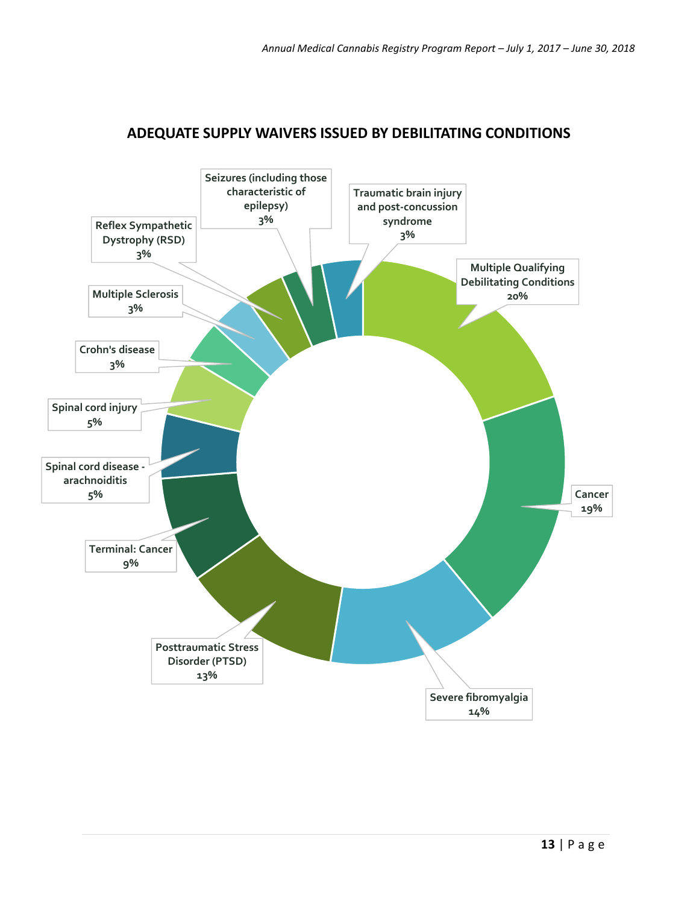## ADEQUATE SUPPLY WAIVERS ISSUED BY DEBILITATING CONDITIONS

| Debilitating Condition | Percentage |
|---|---|
| Multiple Qualifying Debilitating Conditions | 20% |
| Cancer | 19% |
| Severe fibromyalgia | 14% |
| Posttraumatic Stress Disorder (PTSD) | 13% |
| Terminal: Cancer | 9% |
| Spinal cord disease - arachnoiditis | 5% |
| Spinal cord injury | 5% |
| Crohn's disease | 3% |
| Multiple Sclerosis | 3% |
| Reflex Sympathetic Dystrophy (RSD) | 3% |
| Seizures (including those characteristic of epilepsy) | 3% |
| Traumatic brain injury and post-concussion syndrome | 3% |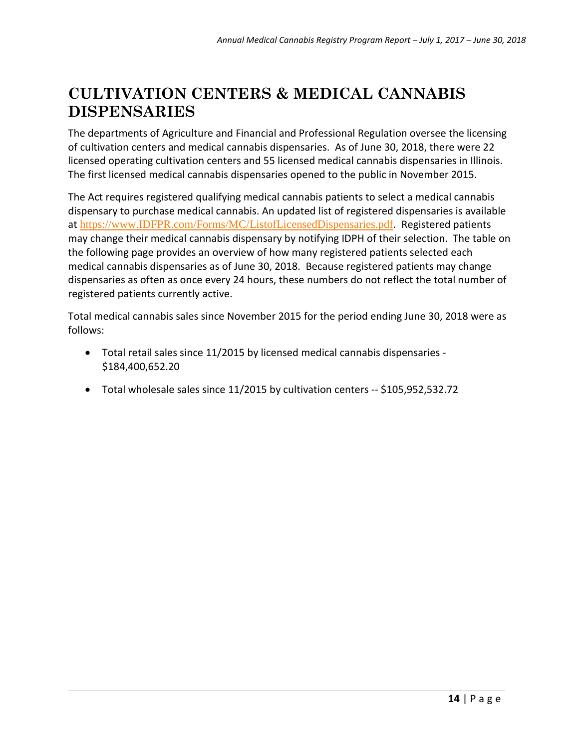# CULTIVATION CENTERS & MEDICAL CANNABIS DISPENSARIES

The departments of Agriculture and Financial and Professional Regulation oversee the licensing of cultivation centers and medical cannabis dispensaries. As of June 30, 2018, there were 22 licensed operating cultivation centers and 55 licensed medical cannabis dispensaries in Illinois. The first licensed medical cannabis dispensaries opened to the public in November 2015.

The Act requires registered qualifying medical cannabis patients to select a medical cannabis dispensary to purchase medical cannabis. An updated list of registered dispensaries is available at https://www.IDFPR.com/Forms/MC/ListofLicensedDispensaries.pdf. Registered patients may change their medical cannabis dispensary by notifying IDPH of their selection. The table on the following page provides an overview of how many registered patients selected each medical cannabis dispensaries as of June 30, 2018. Because registered patients may change dispensaries as often as once every 24 hours, these numbers do not reflect the total number of registered patients currently active.

Total medical cannabis sales since November 2015 for the period ending June 30, 2018 were as follows:

- Total retail sales since 11/2015 by licensed medical cannabis dispensaries - $184,400,652.20
- Total wholesale sales since 11/2015 by cultivation centers -- $105,952,532.72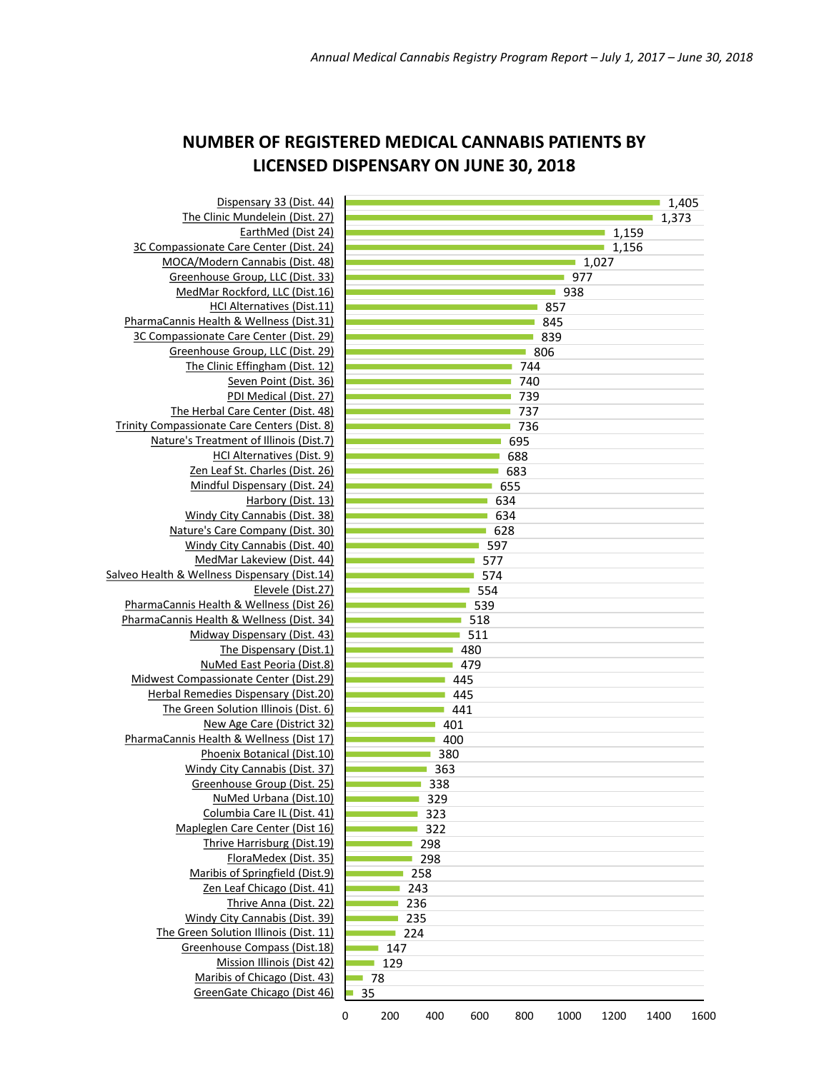## NUMBER OF REGISTERED MEDICAL CANNABIS PATIENTS BY LICENSED DISPENSARY ON JUNE 30, 2018

Dispensary 33 (Dist. 44) 1,405
The Clinic Mundelein (Dist. 27) 1,373
EarthMed (Dist 24) 1,159
3C Compassionate Care Center (Dist. 24) 1,156
MOCA/Modern Cannabis (Dist. 48) 1,027
Greenhouse Group, LLC (Dist. 33) 977
MedMar Rockford, LLC (Dist.16) 938
HCI Alternatives (Dist.11) 857
PharmaCannis Health & Wellness (Dist.31) 845
3C Compassionate Care Center (Dist. 29) 839
Greenhouse Group, LLC (Dist. 29) 806
The Clinic Effingham (Dist. 12) 744
Seven Point (Dist. 36) 740
PDI Medical (Dist. 27) 739
The Herbal Care Center (Dist. 48) 737
Trinity Compassionate Care Centers (Dist. 8) 736
Nature's Treatment of Illinois (Dist.7) 695
HCI Alternatives (Dist. 9) 688
Zen Leaf St. Charles (Dist. 26) 683
Mindful Dispensary (Dist. 24) 655
Harbory (Dist. 13) 634
Windy City Cannabis (Dist. 38) 634
Nature's Care Company (Dist. 30) 628
Windy City Cannabis (Dist. 40) 597
MedMar Lakeview (Dist. 44) 577
Salveo Health & Wellness Dispensary (Dist.14) 574
Elevele (Dist.27) 554
PharmaCannis Health & Wellness (Dist 26) 539
PharmaCannis Health & Wellness (Dist. 34) 518
Midway Dispensary (Dist. 43) 511
The Dispensary (Dist.1) 480
NuMed East Peoria (Dist.8) 479
Midwest Compassionate Center (Dist.29) 445
Herbal Remedies Dispensary (Dist.20) 445
The Green Solution Illinois (Dist. 6) 441
New Age Care (District 32) 401
PharmaCannis Health & Wellness (Dist 17) 400
Phoenix Botanical (Dist.10) 380
Windy City Cannabis (Dist. 37) 363
Greenhouse Group (Dist. 25) 338
NuMed Urbana (Dist.10) 329
Columbia Care IL (Dist. 41) 323
Mapleglen Care Center (Dist 16) 322
Thrive Harrisburg (Dist.19) 298
FloraMedex (Dist. 35) 298
Maribis of Springfield (Dist.9) 258
Zen Leaf Chicago (Dist. 41) 243
Thrive Anna (Dist. 22) 236
Windy City Cannabis (Dist. 39) 235
The Green Solution Illinois (Dist. 11) 224
Greenhouse Compass (Dist.18) 147
Mission Illinois (Dist 42) 129
Maribis of Chicago (Dist. 43) 78
GreenGate Chicago (Dist 46) 35

0 200 400 600 800 1000 1200 1400 1600